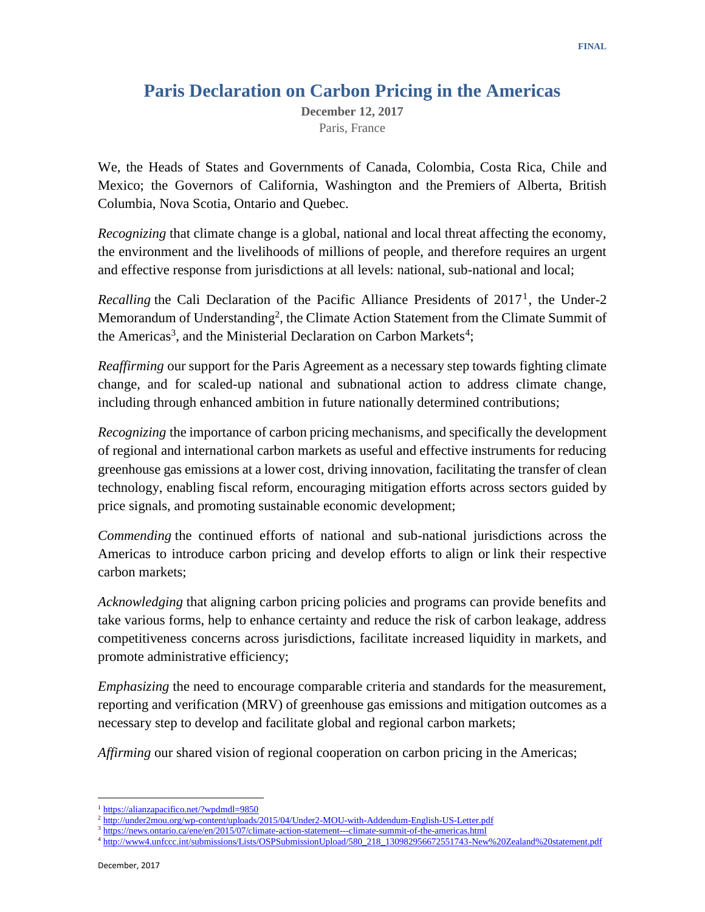FINAL

# Paris Declaration on Carbon Pricing in the Americas

**December 12, 2017**
Paris, France

We, the Heads of States and Governments of Canada, Colombia, Costa Rica, Chile and Mexico; the Governors of California, Washington and the Premiers of Alberta, British Columbia, Nova Scotia, Ontario and Quebec.

*Recognizing* that climate change is a global, national and local threat affecting the economy, the environment and the livelihoods of millions of people, and therefore requires an urgent and effective response from jurisdictions at all levels: national, sub-national and local;

*Recalling* the Cali Declaration of the Pacific Alliance Presidents of 2017[1], the Under-2 Memorandum of Understanding[2], the Climate Action Statement from the Climate Summit of the Americas[3], and the Ministerial Declaration on Carbon Markets[4];

*Reaffirming* our support for the Paris Agreement as a necessary step towards fighting climate change, and for scaled-up national and subnational action to address climate change, including through enhanced ambition in future nationally determined contributions;

*Recognizing* the importance of carbon pricing mechanisms, and specifically the development of regional and international carbon markets as useful and effective instruments for reducing greenhouse gas emissions at a lower cost, driving innovation, facilitating the transfer of clean technology, enabling fiscal reform, encouraging mitigation efforts across sectors guided by price signals, and promoting sustainable economic development;

*Commending* the continued efforts of national and sub-national jurisdictions across the Americas to introduce carbon pricing and develop efforts to align or link their respective carbon markets;

*Acknowledging* that aligning carbon pricing policies and programs can provide benefits and take various forms, help to enhance certainty and reduce the risk of carbon leakage, address competitiveness concerns across jurisdictions, facilitate increased liquidity in markets, and promote administrative efficiency;

*Emphasizing* the need to encourage comparable criteria and standards for the measurement, reporting and verification (MRV) of greenhouse gas emissions and mitigation outcomes as a necessary step to develop and facilitate global and regional carbon markets;

*Affirming* our shared vision of regional cooperation on carbon pricing in the Americas;

---

[1] https://alianzapacifico.net/?wpdmdl=9850
[2] http://under2mou.org/wp-content/uploads/2015/04/Under2-MOU-with-Addendum-English-US-Letter.pdf
[3] https://news.ontario.ca/ene/en/2015/07/climate-action-statement---climate-summit-of-the-americas.html
[4] http://www4.unfccc.int/submissions/Lists/OSPSubmissionUpload/580_218_130982956672551743-New%20Zealand%20statement.pdf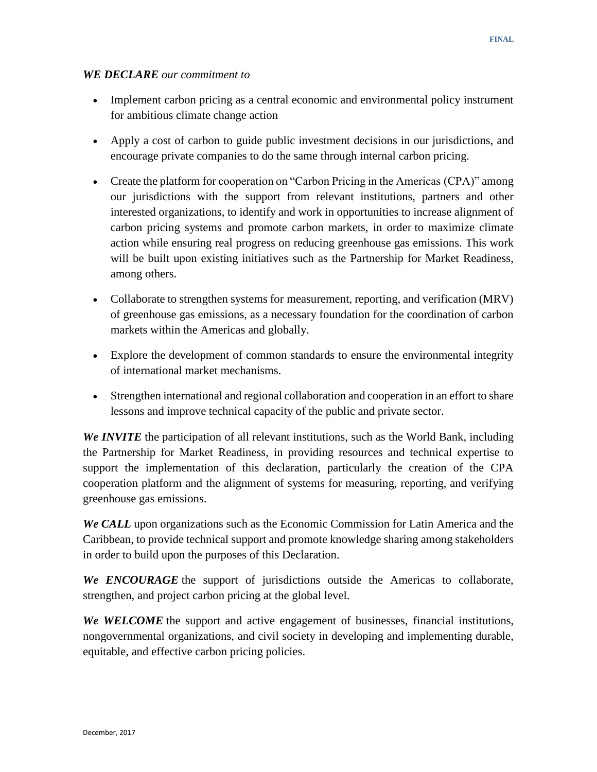***WE DECLARE*** *our commitment to*

- Implement carbon pricing as a central economic and environmental policy instrument for ambitious climate change action
- Apply a cost of carbon to guide public investment decisions in our jurisdictions, and encourage private companies to do the same through internal carbon pricing.
- Create the platform for cooperation on "Carbon Pricing in the Americas (CPA)" among our jurisdictions with the support from relevant institutions, partners and other interested organizations, to identify and work in opportunities to increase alignment of carbon pricing systems and promote carbon markets, in order to maximize climate action while ensuring real progress on reducing greenhouse gas emissions. This work will be built upon existing initiatives such as the Partnership for Market Readiness, among others.
- Collaborate to strengthen systems for measurement, reporting, and verification (MRV) of greenhouse gas emissions, as a necessary foundation for the coordination of carbon markets within the Americas and globally.
- Explore the development of common standards to ensure the environmental integrity of international market mechanisms.
- Strengthen international and regional collaboration and cooperation in an effort to share lessons and improve technical capacity of the public and private sector.

***We INVITE*** the participation of all relevant institutions, such as the World Bank, including the Partnership for Market Readiness, in providing resources and technical expertise to support the implementation of this declaration, particularly the creation of the CPA cooperation platform and the alignment of systems for measuring, reporting, and verifying greenhouse gas emissions.

***We CALL*** upon organizations such as the Economic Commission for Latin America and the Caribbean, to provide technical support and promote knowledge sharing among stakeholders in order to build upon the purposes of this Declaration.

***We ENCOURAGE*** the support of jurisdictions outside the Americas to collaborate, strengthen, and project carbon pricing at the global level.

***We WELCOME*** the support and active engagement of businesses, financial institutions, nongovernmental organizations, and civil society in developing and implementing durable, equitable, and effective carbon pricing policies.